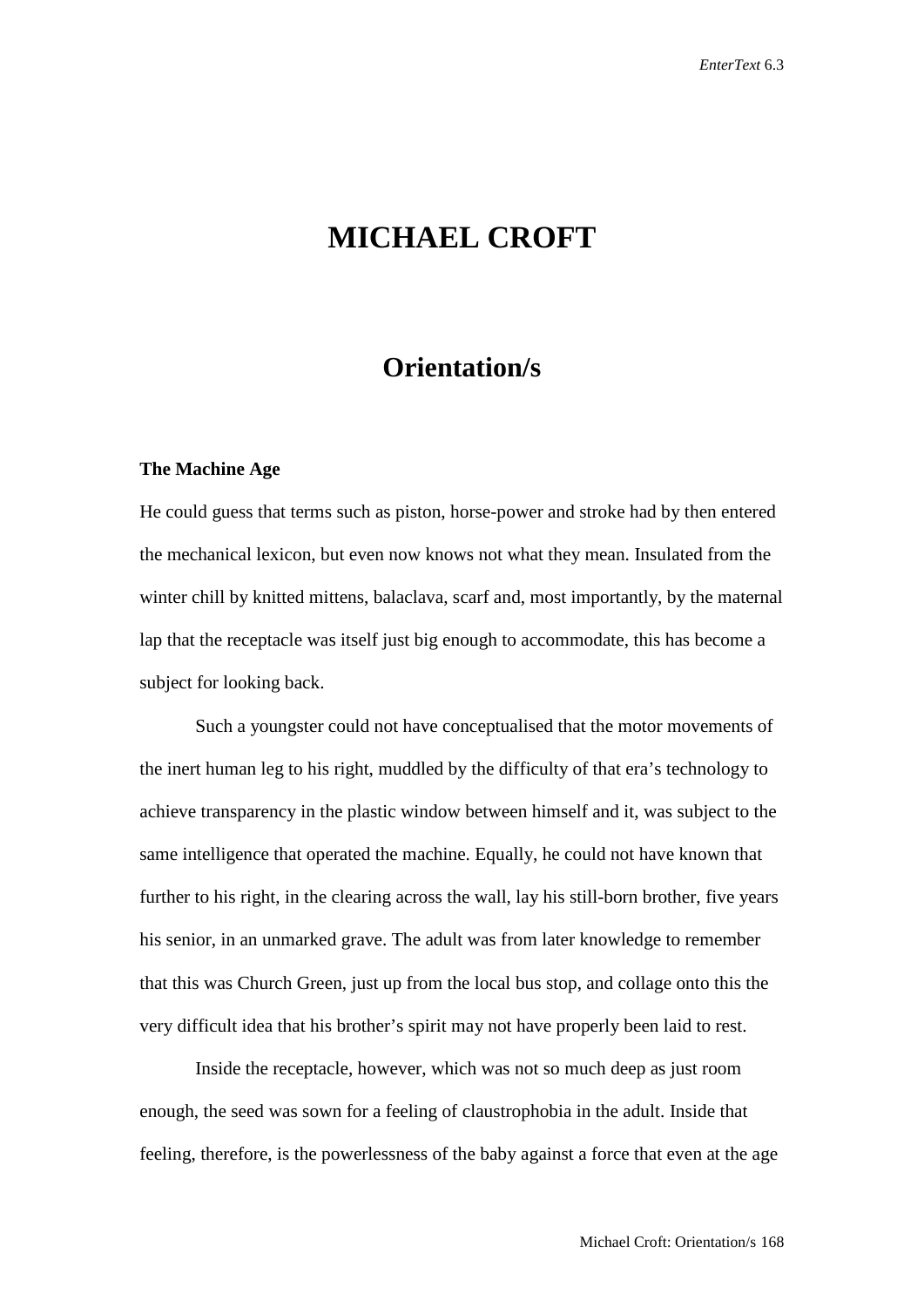# MICHAEL CROFT

## Orientation/s

### The Machine Age

He could guess that terms such as piston, horse-power and stroke had by then entered the mechanical lexicon, but even now knows not what they mean. Insulated from the winter chill by knitted mittens, balaclava, scarf and, most importantly, by the maternal lap that the receptacle was itself just big enough to accommodate, this has become a subject for looking back.

Such a youngster could not have conceptualised that the motor movements of the inert human leg to his right, muddled by the difficulty of that era's technology to achieve transparency in the plastic window between himself and it, was subject to the same intelligence that operated the machine. Equally, he could not have known that further to his right, in the clearing across the wall, lay his still-born brother, five years his senior, in an unmarked grave. The adult was from later knowledge to remember that this was Church Green, just up from the local bus stop, and collage onto this the very difficult idea that his brother's spirit may not have properly been laid to rest.

Inside the receptacle, however, which was not so much deep as just room enough, the seed was sown for a feeling of claustrophobia in the adult. Inside that feeling, therefore, is the powerlessness of the baby against a force that even at the age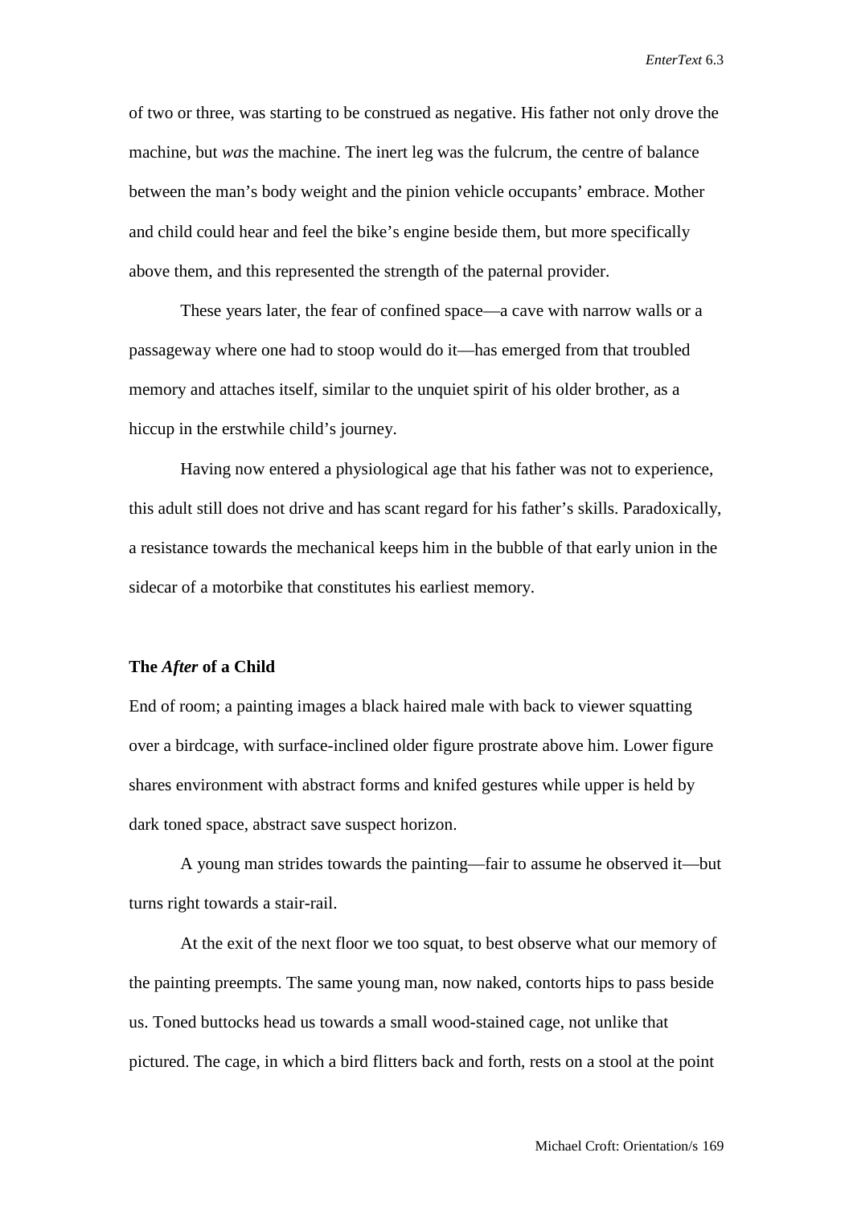of two or three, was starting to be construed as negative. His father not only drove the machine, but *was* the machine. The inert leg was the fulcrum, the centre of balance between the man's body weight and the pinion vehicle occupants' embrace. Mother and child could hear and feel the bike's engine beside them, but more specifically above them, and this represented the strength of the paternal provider.

These years later, the fear of confined space—a cave with narrow walls or a passageway where one had to stoop would do it—has emerged from that troubled memory and attaches itself, similar to the unquiet spirit of his older brother, as a hiccup in the erstwhile child's journey.

Having now entered a physiological age that his father was not to experience, this adult still does not drive and has scant regard for his father's skills. Paradoxically, a resistance towards the mechanical keeps him in the bubble of that early union in the sidecar of a motorbike that constitutes his earliest memory.

### The *After* of a Child

End of room; a painting images a black haired male with back to viewer squatting over a birdcage, with surface-inclined older figure prostrate above him. Lower figure shares environment with abstract forms and knifed gestures while upper is held by dark toned space, abstract save suspect horizon.

A young man strides towards the painting—fair to assume he observed it—but turns right towards a stair-rail.

At the exit of the next floor we too squat, to best observe what our memory of the painting preempts. The same young man, now naked, contorts hips to pass beside us. Toned buttocks head us towards a small wood-stained cage, not unlike that pictured. The cage, in which a bird flitters back and forth, rests on a stool at the point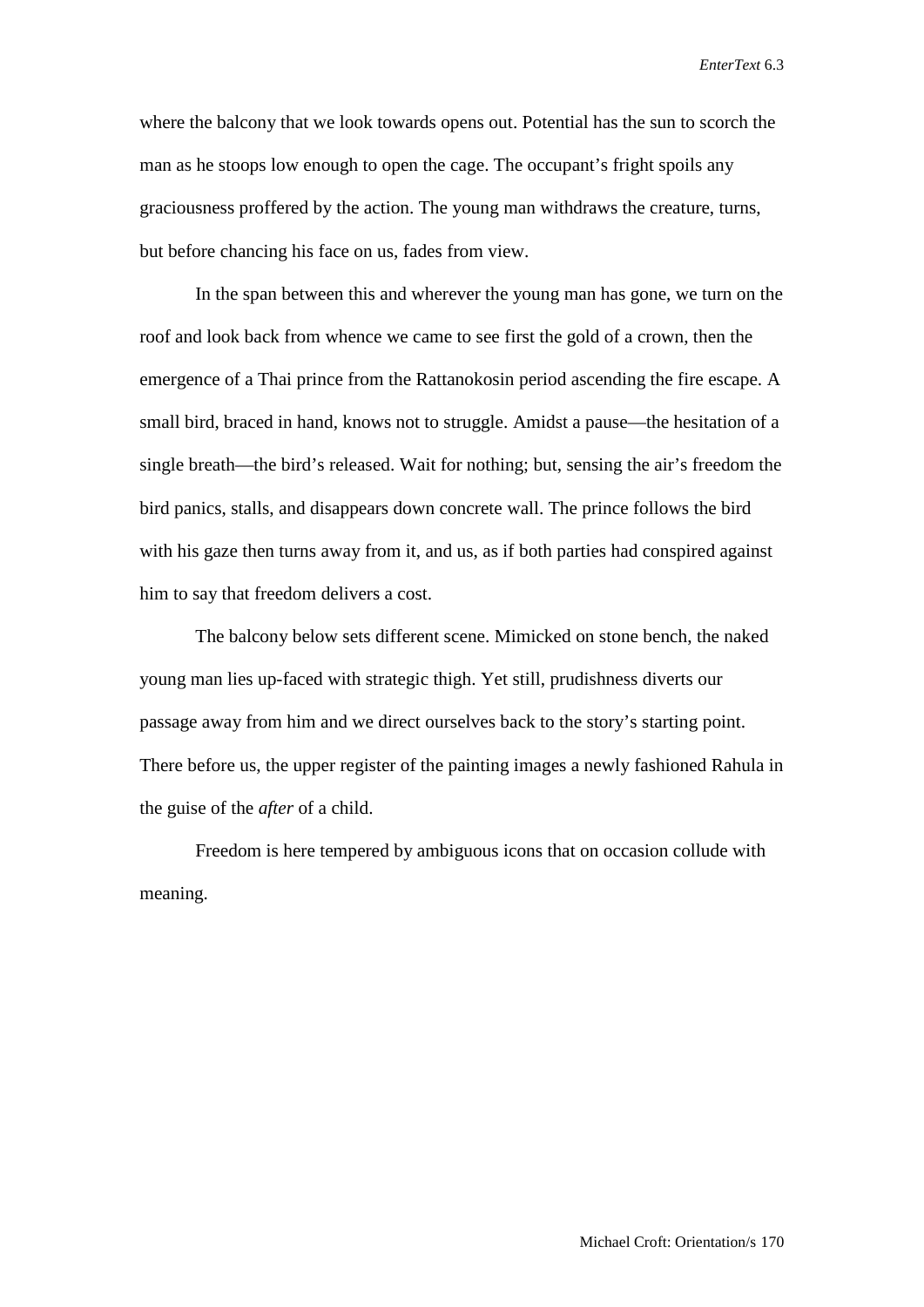where the balcony that we look towards opens out. Potential has the sun to scorch the man as he stoops low enough to open the cage. The occupant's fright spoils any graciousness proffered by the action. The young man withdraws the creature, turns, but before chancing his face on us, fades from view.

In the span between this and wherever the young man has gone, we turn on the roof and look back from whence we came to see first the gold of a crown, then the emergence of a Thai prince from the Rattanokosin period ascending the fire escape. A small bird, braced in hand, knows not to struggle. Amidst a pause—the hesitation of a single breath—the bird's released. Wait for nothing; but, sensing the air's freedom the bird panics, stalls, and disappears down concrete wall. The prince follows the bird with his gaze then turns away from it, and us, as if both parties had conspired against him to say that freedom delivers a cost.

The balcony below sets different scene. Mimicked on stone bench, the naked young man lies up-faced with strategic thigh. Yet still, prudishness diverts our passage away from him and we direct ourselves back to the story's starting point. There before us, the upper register of the painting images a newly fashioned Rahula in the guise of the *after* of a child.

Freedom is here tempered by ambiguous icons that on occasion collude with meaning.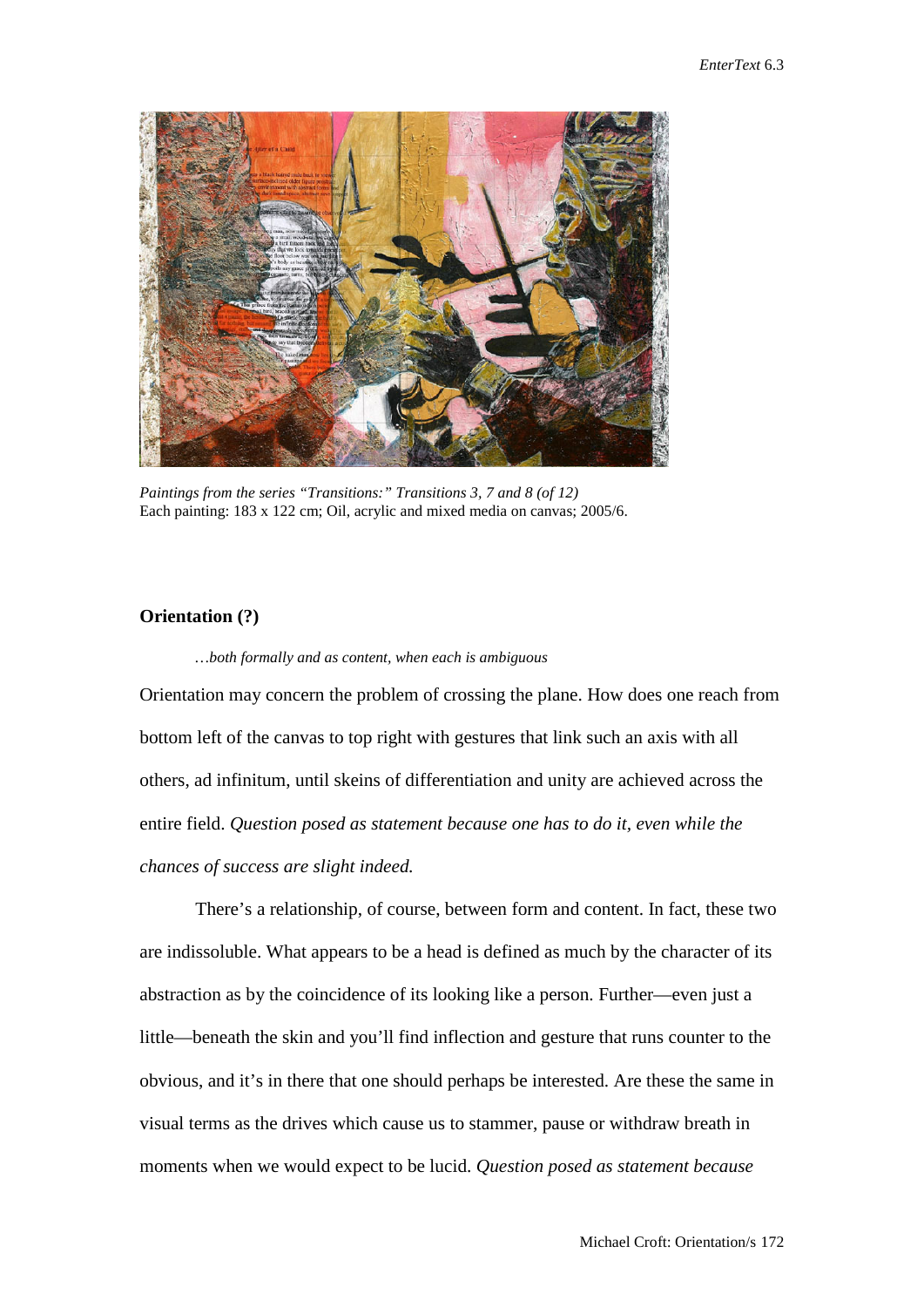*Paintings from the series "Transitions:" Transitions 3, 7 and 8 (of 12)*
Each painting: 183 x 122 cm; Oil, acrylic and mixed media on canvas; 2005/6.

**Orientation (?)**

*…both formally and as content, when each is ambiguous*

Orientation may concern the problem of crossing the plane. How does one reach from bottom left of the canvas to top right with gestures that link such an axis with all others, ad infinitum, until skeins of differentiation and unity are achieved across the entire field. *Question posed as statement because one has to do it, even while the chances of success are slight indeed.*

There's a relationship, of course, between form and content. In fact, these two are indissoluble. What appears to be a head is defined as much by the character of its abstraction as by the coincidence of its looking like a person. Further—even just a little—beneath the skin and you'll find inflection and gesture that runs counter to the obvious, and it's in there that one should perhaps be interested. Are these the same in visual terms as the drives which cause us to stammer, pause or withdraw breath in moments when we would expect to be lucid. *Question posed as statement because*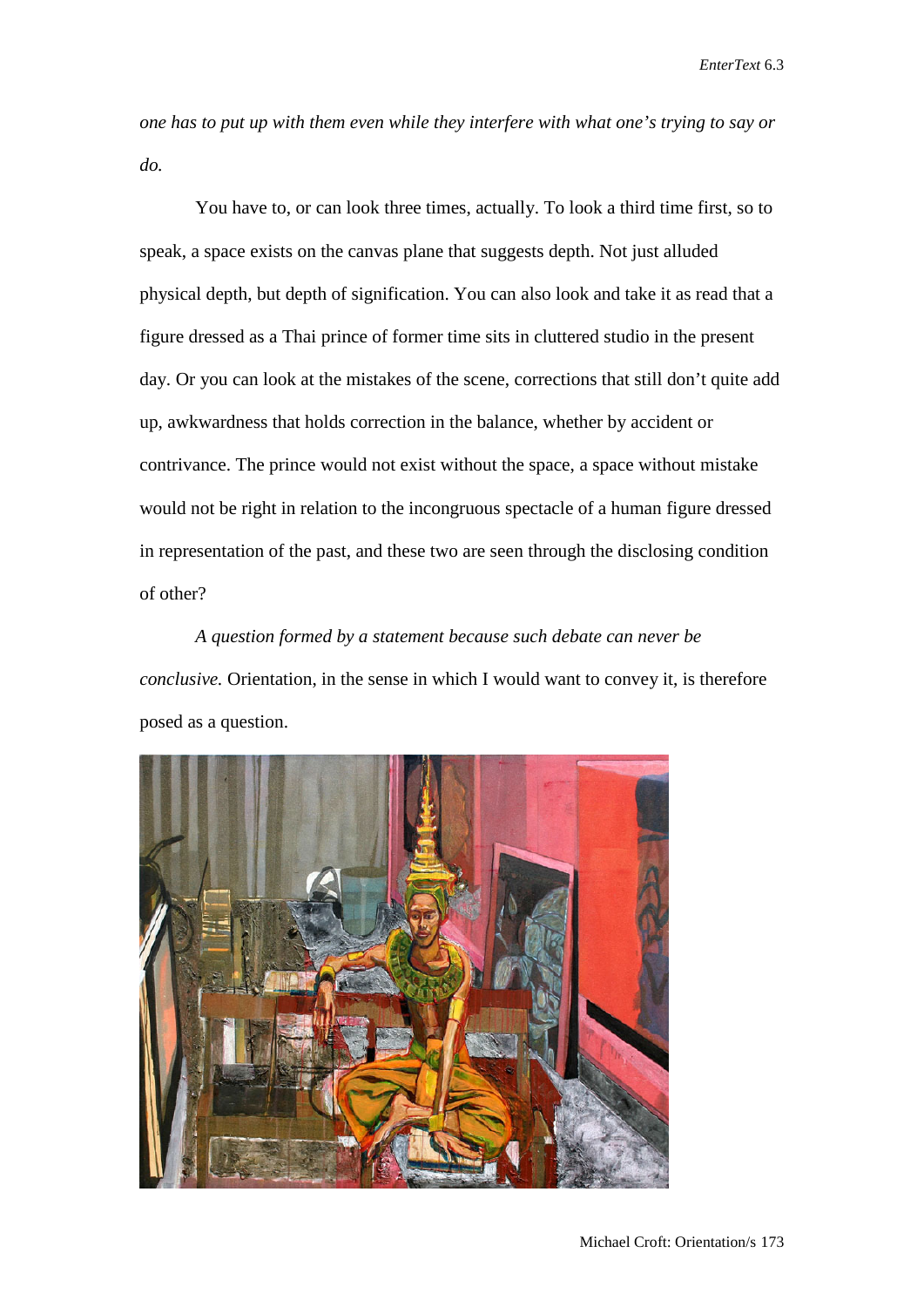*one has to put up with them even while they interfere with what one's trying to say or do.*

You have to, or can look three times, actually. To look a third time first, so to speak, a space exists on the canvas plane that suggests depth. Not just alluded physical depth, but depth of signification. You can also look and take it as read that a figure dressed as a Thai prince of former time sits in cluttered studio in the present day. Or you can look at the mistakes of the scene, corrections that still don't quite add up, awkwardness that holds correction in the balance, whether by accident or contrivance. The prince would not exist without the space, a space without mistake would not be right in relation to the incongruous spectacle of a human figure dressed in representation of the past, and these two are seen through the disclosing condition of other?

*A question formed by a statement because such debate can never be conclusive.* Orientation, in the sense in which I would want to convey it, is therefore posed as a question.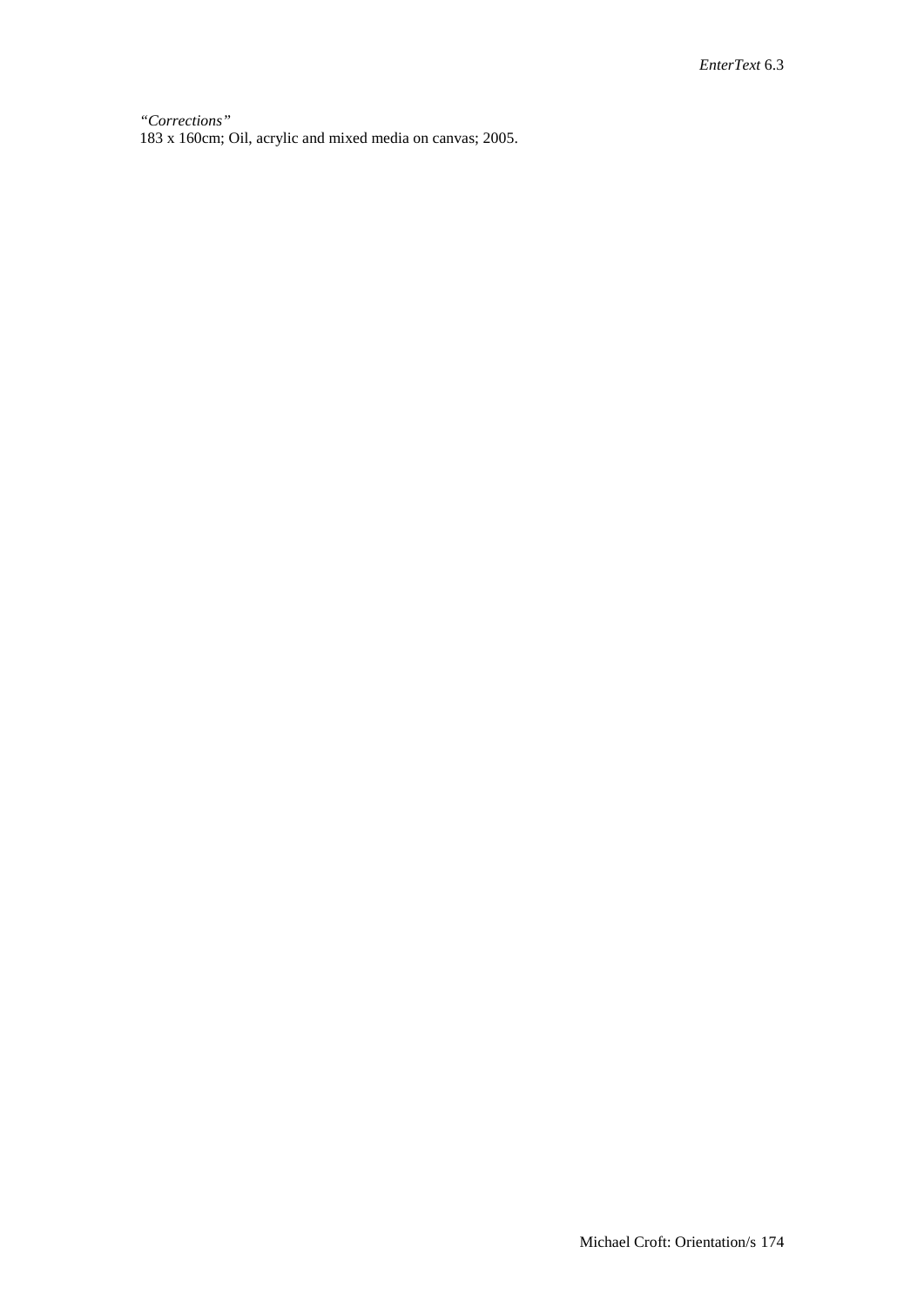*"Corrections"*
183 x 160cm; Oil, acrylic and mixed media on canvas; 2005.